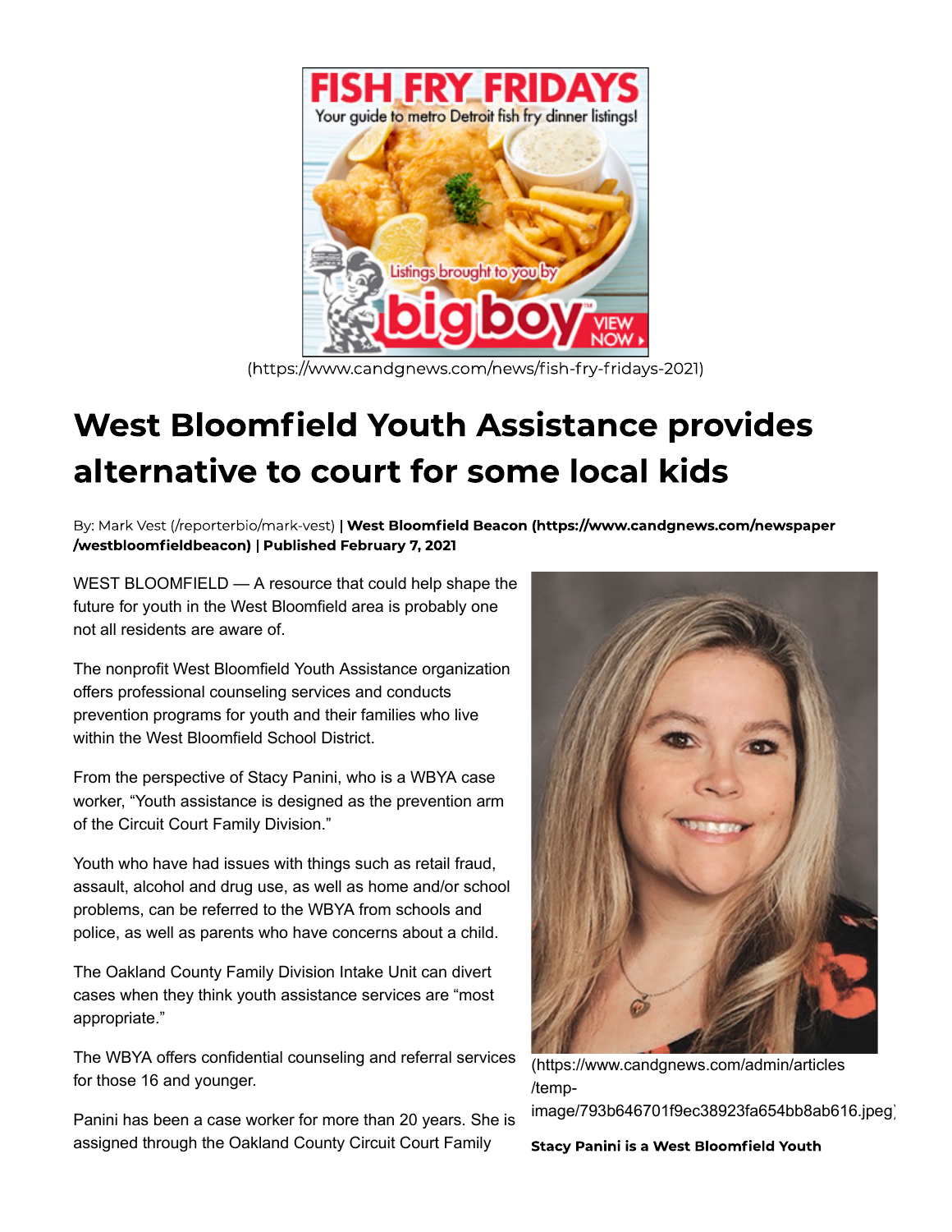(https://www.candgnews.com/news/fish-fry-fridays-2021)

# West Bloomfield Youth Assistance provides alternative to court for some local kids

By: Mark Vest (/reporterbio/mark-vest) **| West Bloomfield Beacon (https://www.candgnews.com/newspaper/westbloomfieldbeacon) | Published February 7, 2021**

WEST BLOOMFIELD — A resource that could help shape the future for youth in the West Bloomfield area is probably one not all residents are aware of.

The nonprofit West Bloomfield Youth Assistance organization offers professional counseling services and conducts prevention programs for youth and their families who live within the West Bloomfield School District.

From the perspective of Stacy Panini, who is a WBYA case worker, "Youth assistance is designed as the prevention arm of the Circuit Court Family Division."

Youth who have had issues with things such as retail fraud, assault, alcohol and drug use, as well as home and/or school problems, can be referred to the WBYA from schools and police, as well as parents who have concerns about a child.

The Oakland County Family Division Intake Unit can divert cases when they think youth assistance services are "most appropriate."

The WBYA offers confidential counseling and referral services for those 16 and younger.

Panini has been a case worker for more than 20 years. She is assigned through the Oakland County Circuit Court Family

(https://www.candgnews.com/admin/articles/temp-image/793b646701f9ec38923fa654bb8ab616.jpeg)

**Stacy Panini is a West Bloomfield Youth**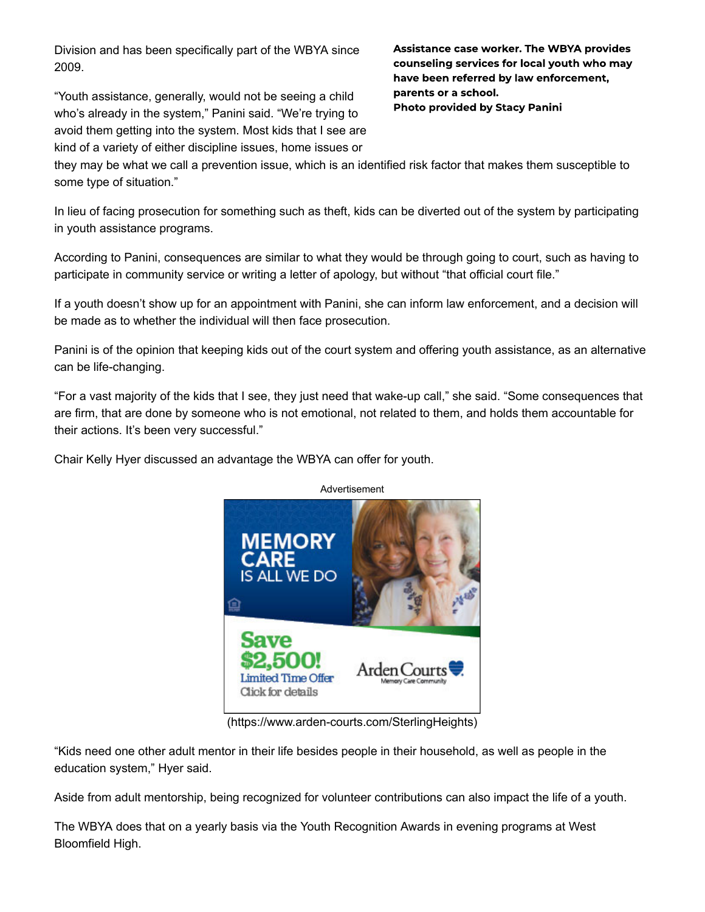Division and has been specifically part of the WBYA since 2009.

**Assistance case worker. The WBYA provides counseling services for local youth who may have been referred by law enforcement, parents or a school.**
**Photo provided by Stacy Panini**

"Youth assistance, generally, would not be seeing a child who's already in the system," Panini said. "We're trying to avoid them getting into the system. Most kids that I see are kind of a variety of either discipline issues, home issues or they may be what we call a prevention issue, which is an identified risk factor that makes them susceptible to some type of situation."

In lieu of facing prosecution for something such as theft, kids can be diverted out of the system by participating in youth assistance programs.

According to Panini, consequences are similar to what they would be through going to court, such as having to participate in community service or writing a letter of apology, but without "that official court file."

If a youth doesn't show up for an appointment with Panini, she can inform law enforcement, and a decision will be made as to whether the individual will then face prosecution.

Panini is of the opinion that keeping kids out of the court system and offering youth assistance, as an alternative can be life-changing.

"For a vast majority of the kids that I see, they just need that wake-up call," she said. "Some consequences that are firm, that are done by someone who is not emotional, not related to them, and holds them accountable for their actions. It's been very successful."

Chair Kelly Hyer discussed an advantage the WBYA can offer for youth.

"Kids need one other adult mentor in their life besides people in their household, as well as people in the education system," Hyer said.

Aside from adult mentorship, being recognized for volunteer contributions can also impact the life of a youth.

The WBYA does that on a yearly basis via the Youth Recognition Awards in evening programs at West Bloomfield High.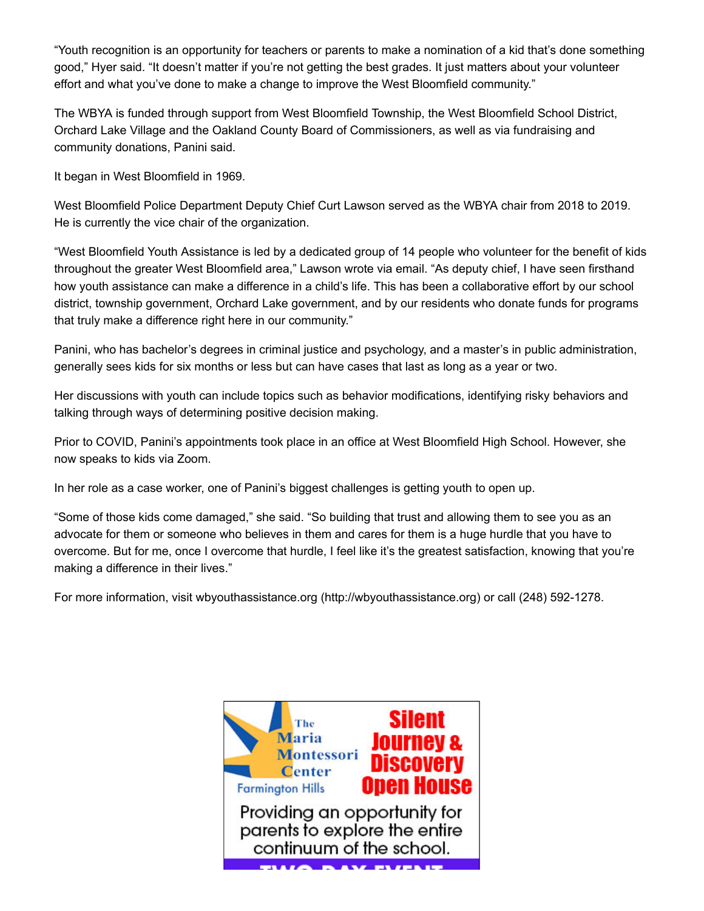"Youth recognition is an opportunity for teachers or parents to make a nomination of a kid that's done something good," Hyer said. "It doesn't matter if you're not getting the best grades. It just matters about your volunteer effort and what you've done to make a change to improve the West Bloomfield community."

The WBYA is funded through support from West Bloomfield Township, the West Bloomfield School District, Orchard Lake Village and the Oakland County Board of Commissioners, as well as via fundraising and community donations, Panini said.

It began in West Bloomfield in 1969.

West Bloomfield Police Department Deputy Chief Curt Lawson served as the WBYA chair from 2018 to 2019. He is currently the vice chair of the organization.

"West Bloomfield Youth Assistance is led by a dedicated group of 14 people who volunteer for the benefit of kids throughout the greater West Bloomfield area," Lawson wrote via email. "As deputy chief, I have seen firsthand how youth assistance can make a difference in a child's life. This has been a collaborative effort by our school district, township government, Orchard Lake government, and by our residents who donate funds for programs that truly make a difference right here in our community."

Panini, who has bachelor's degrees in criminal justice and psychology, and a master's in public administration, generally sees kids for six months or less but can have cases that last as long as a year or two.

Her discussions with youth can include topics such as behavior modifications, identifying risky behaviors and talking through ways of determining positive decision making.

Prior to COVID, Panini's appointments took place in an office at West Bloomfield High School. However, she now speaks to kids via Zoom.

In her role as a case worker, one of Panini's biggest challenges is getting youth to open up.

"Some of those kids come damaged," she said. "So building that trust and allowing them to see you as an advocate for them or someone who believes in them and cares for them is a huge hurdle that you have to overcome. But for me, once I overcome that hurdle, I feel like it's the greatest satisfaction, knowing that you're making a difference in their lives."

For more information, visit wbyouthassistance.org (http://wbyouthassistance.org) or call (248) 592-1278.

The Maria Montessori Center
Farmington Hills

Silent Journey & Discovery Open House

Providing an opportunity for parents to explore the entire continuum of the school.